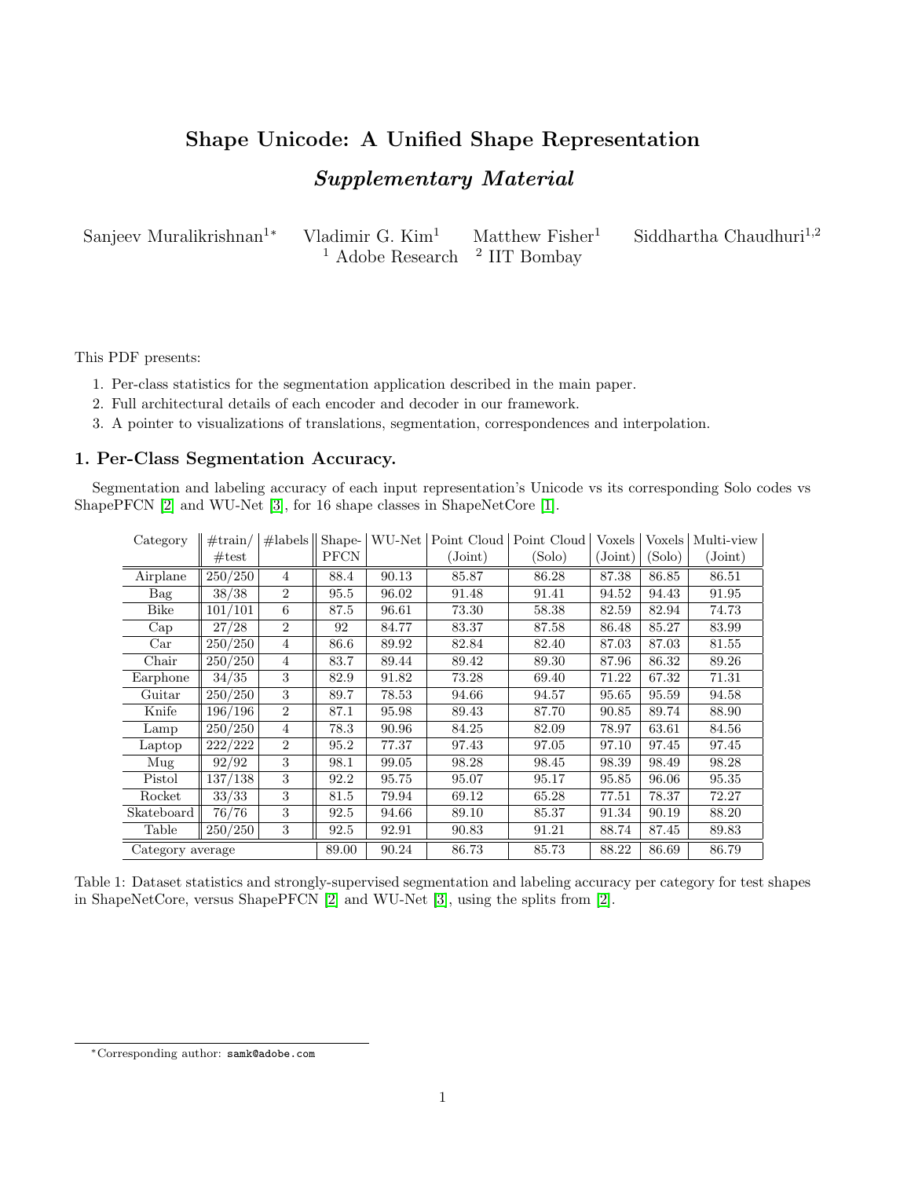# Shape Unicode: A Unified Shape Representation

## *Supplementary Material*

Sanjeev Muralikrishnan[1*] Vladimir G. Kim[1] Matthew Fisher[1] Siddhartha Chaudhuri[1,2]
[1] Adobe Research [2] IIT Bombay

This PDF presents:

1. Per-class statistics for the segmentation application described in the main paper.
2. Full architectural details of each encoder and decoder in our framework.
3. A pointer to visualizations of translations, segmentation, correspondences and interpolation.

## 1. Per-Class Segmentation Accuracy.

Segmentation and labeling accuracy of each input representation's Unicode vs its corresponding Solo codes vs ShapePFCN [2] and WU-Net [3], for 16 shape classes in ShapeNetCore [1].

| Category | #train/ #test | #labels | Shape-PFCN | WU-Net | Point Cloud (Joint) | Point Cloud (Solo) | Voxels (Joint) | Voxels (Solo) | Multi-view (Joint) |
|---|---|---|---|---|---|---|---|---|---|
| Airplane | 250/250 | 4 | 88.4 | 90.13 | 85.87 | 86.28 | 87.38 | 86.85 | 86.51 |
| Bag | 38/38 | 2 | 95.5 | 96.02 | 91.48 | 91.41 | 94.52 | 94.43 | 91.95 |
| Bike | 101/101 | 6 | 87.5 | 96.61 | 73.30 | 58.38 | 82.59 | 82.94 | 74.73 |
| Cap | 27/28 | 2 | 92 | 84.77 | 83.37 | 87.58 | 86.48 | 85.27 | 83.99 |
| Car | 250/250 | 4 | 86.6 | 89.92 | 82.84 | 82.40 | 87.03 | 87.03 | 81.55 |
| Chair | 250/250 | 4 | 83.7 | 89.44 | 89.42 | 89.30 | 87.96 | 86.32 | 89.26 |
| Earphone | 34/35 | 3 | 82.9 | 91.82 | 73.28 | 69.40 | 71.22 | 67.32 | 71.31 |
| Guitar | 250/250 | 3 | 89.7 | 78.53 | 94.66 | 94.57 | 95.65 | 95.59 | 94.58 |
| Knife | 196/196 | 2 | 87.1 | 95.98 | 89.43 | 87.70 | 90.85 | 89.74 | 88.90 |
| Lamp | 250/250 | 4 | 78.3 | 90.96 | 84.25 | 82.09 | 78.97 | 63.61 | 84.56 |
| Laptop | 222/222 | 2 | 95.2 | 77.37 | 97.43 | 97.05 | 97.10 | 97.45 | 97.45 |
| Mug | 92/92 | 3 | 98.1 | 99.05 | 98.28 | 98.45 | 98.39 | 98.49 | 98.28 |
| Pistol | 137/138 | 3 | 92.2 | 95.75 | 95.07 | 95.17 | 95.85 | 96.06 | 95.35 |
| Rocket | 33/33 | 3 | 81.5 | 79.94 | 69.12 | 65.28 | 77.51 | 78.37 | 72.27 |
| Skateboard | 76/76 | 3 | 92.5 | 94.66 | 89.10 | 85.37 | 91.34 | 90.19 | 88.20 |
| Table | 250/250 | 3 | 92.5 | 92.91 | 90.83 | 91.21 | 88.74 | 87.45 | 89.83 |
| Category average | | | 89.00 | 90.24 | 86.73 | 85.73 | 88.22 | 86.69 | 86.79 |

Table 1: Dataset statistics and strongly-supervised segmentation and labeling accuracy per category for test shapes in ShapeNetCore, versus ShapePFCN [2] and WU-Net [3], using the splits from [2].

*Corresponding author: samk@adobe.com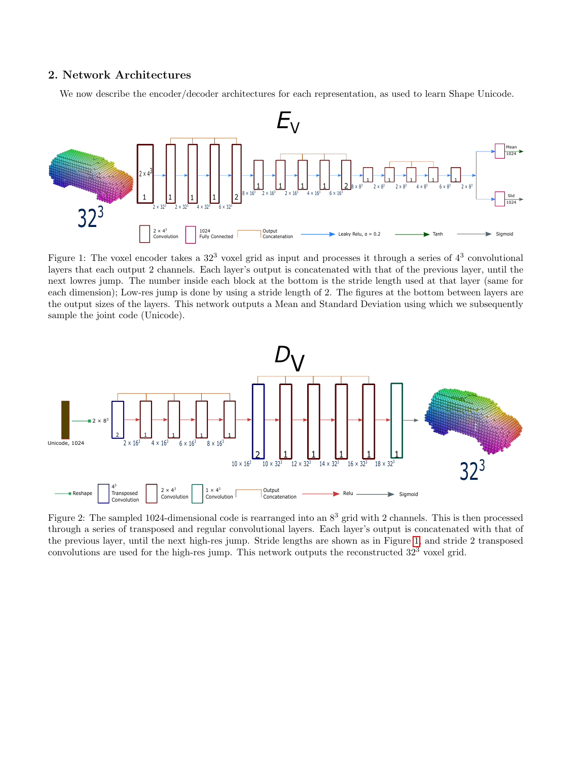## 2. Network Architectures

We now describe the encoder/decoder architectures for each representation, as used to learn Shape Unicode.

Figure 1: The voxel encoder takes a $32^3$ voxel grid as input and processes it through a series of $4^3$ convolutional layers that each output 2 channels. Each layer's output is concatenated with that of the previous layer, until the next lowres jump. The number inside each block at the bottom is the stride length used at that layer (same for each dimension); Low-res jump is done by using a stride length of 2. The figures at the bottom between layers are the output sizes of the layers. This network outputs a Mean and Standard Deviation using which we subsequently sample the joint code (Unicode).

Figure 2: The sampled 1024-dimensional code is rearranged into an $8^3$ grid with 2 channels. This is then processed through a series of transposed and regular convolutional layers. Each layer's output is concatenated with that of the previous layer, until the next high-res jump. Stride lengths are shown as in Figure 1, and stride 2 transposed convolutions are used for the high-res jump. This network outputs the reconstructed $32^3$ voxel grid.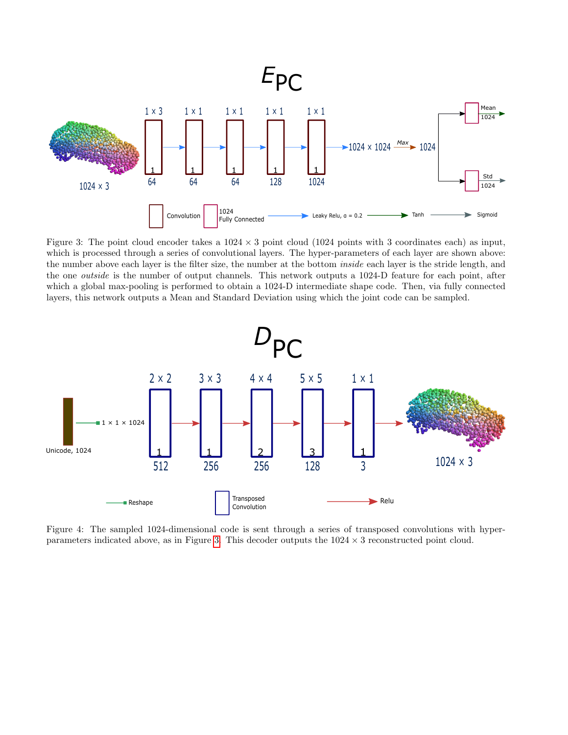Figure 3: The point cloud encoder takes a 1024 × 3 point cloud (1024 points with 3 coordinates each) as input, which is processed through a series of convolutional layers. The hyper-parameters of each layer are shown above: the number above each layer is the filter size, the number at the bottom *inside* each layer is the stride length, and the one *outside* is the number of output channels. This network outputs a 1024-D feature for each point, after which a global max-pooling is performed to obtain a 1024-D intermediate shape code. Then, via fully connected layers, this network outputs a Mean and Standard Deviation using which the joint code can be sampled.

Figure 4: The sampled 1024-dimensional code is sent through a series of transposed convolutions with hyper-parameters indicated above, as in Figure 3. This decoder outputs the 1024 × 3 reconstructed point cloud.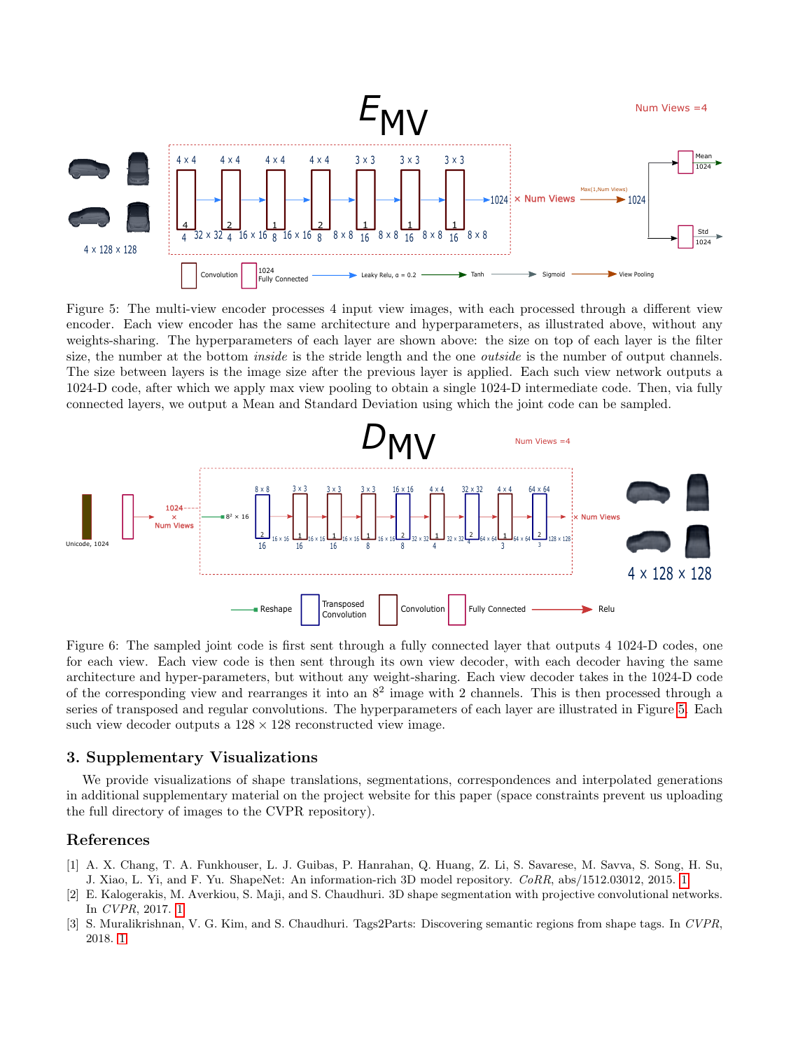# $E_{MV}$

Num Views =4

4 × 128 × 128

4 x 4
4 x 4
4 x 4
4 x 4
3 x 3
3 x 3
3 x 3

4 32 x 32 4 16 x 16 8 16 x 16 8 8 x 8 16 8 x 8 16 8 x 8 16 8 x 8

1024 × Num Views

Max(1,Num Views)

1024

Mean 1024

Std 1024

Convolution
1024 Fully Connected
Leaky Relu, α = 0.2
Tanh
Sigmoid
View Pooling

Figure 5: The multi-view encoder processes 4 input view images, with each processed through a different view encoder. Each view encoder has the same architecture and hyperparameters, as illustrated above, without any weights-sharing. The hyperparameters of each layer are shown above: the size on top of each layer is the filter size, the number at the bottom *inside* is the stride length and the one *outside* is the number of output channels. The size between layers is the image size after the previous layer is applied. Each such view network outputs a 1024-D code, after which we apply max view pooling to obtain a single 1024-D intermediate code. Then, via fully connected layers, we output a Mean and Standard Deviation using which the joint code can be sampled.

# $D_{MV}$

Num Views =4

Unicode, 1024

1024 × Num Views

8² × 16

8 x 8
3 x 3
3 x 3
3 x 3
16 x 16
4 x 4
32 x 32
4 x 4
64 x 64

× Num Views

4 × 128 × 128

Reshape
Transposed Convolution
Convolution
Fully Connected
Relu

Figure 6: The sampled joint code is first sent through a fully connected layer that outputs 4 1024-D codes, one for each view. Each view code is then sent through its own view decoder, with each decoder having the same architecture and hyper-parameters, but without any weight-sharing. Each view decoder takes in the 1024-D code of the corresponding view and rearranges it into an $8^2$ image with 2 channels. This is then processed through a series of transposed and regular convolutions. The hyperparameters of each layer are illustrated in Figure 5. Each such view decoder outputs a $128 \times 128$ reconstructed view image.

## 3. Supplementary Visualizations

We provide visualizations of shape translations, segmentations, correspondences and interpolated generations in additional supplementary material on the project website for this paper (space constraints prevent us uploading the full directory of images to the CVPR repository).

## References

[1] A. X. Chang, T. A. Funkhouser, L. J. Guibas, P. Hanrahan, Q. Huang, Z. Li, S. Savarese, M. Savva, S. Song, H. Su, J. Xiao, L. Yi, and F. Yu. ShapeNet: An information-rich 3D model repository. *CoRR*, abs/1512.03012, 2015. 1

[2] E. Kalogerakis, M. Averkiou, S. Maji, and S. Chaudhuri. 3D shape segmentation with projective convolutional networks. In *CVPR*, 2017. 1

[3] S. Muralikrishnan, V. G. Kim, and S. Chaudhuri. Tags2Parts: Discovering semantic regions from shape tags. In *CVPR*, 2018. 1